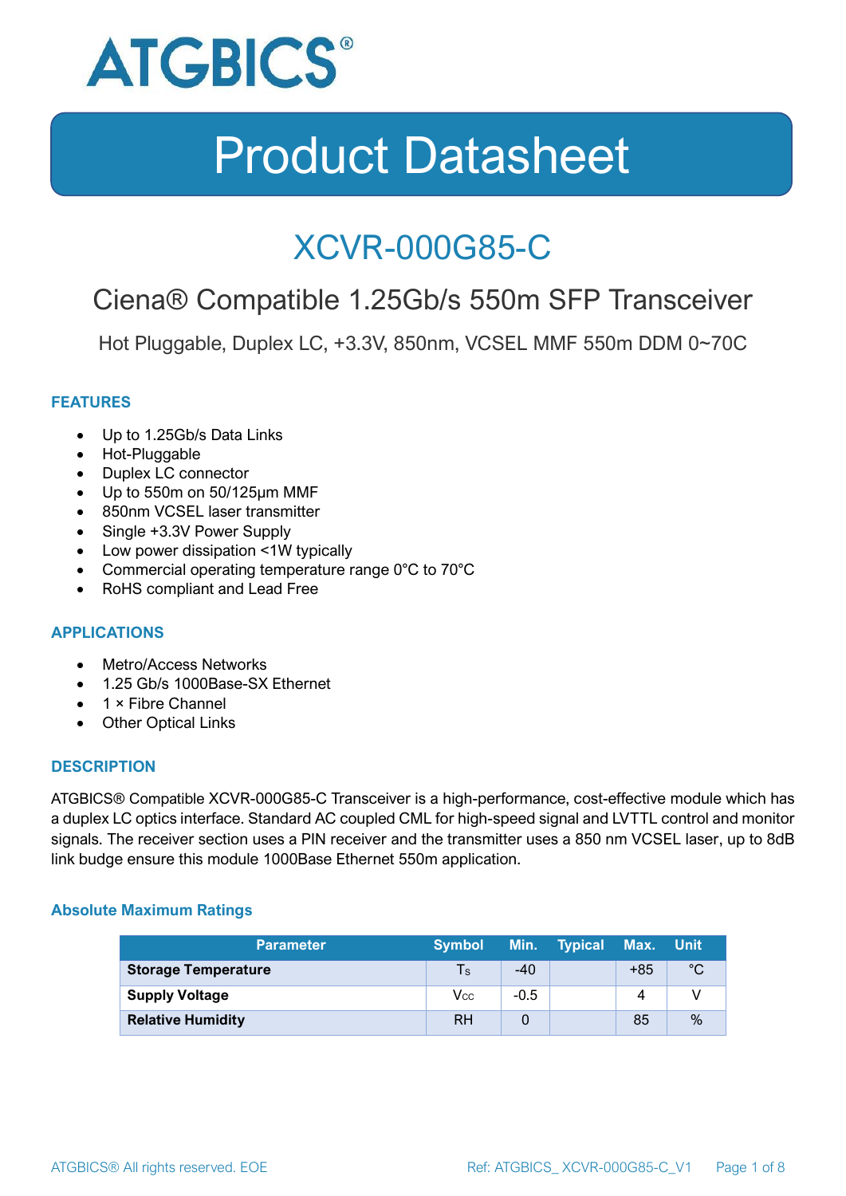# ATGBICS®

# Product Datasheet

## XCVR-000G85-C

### Ciena® Compatible 1.25Gb/s 550m SFP Transceiver

Hot Pluggable, Duplex LC, +3.3V, 850nm, VCSEL MMF 550m DDM 0~70C

#### FEATURES

- Up to 1.25Gb/s Data Links
- Hot-Pluggable
- Duplex LC connector
- Up to 550m on 50/125μm MMF
- 850nm VCSEL laser transmitter
- Single +3.3V Power Supply
- Low power dissipation <1W typically
- Commercial operating temperature range 0°C to 70°C
- RoHS compliant and Lead Free

#### APPLICATIONS

- Metro/Access Networks
- 1.25 Gb/s 1000Base-SX Ethernet
- 1 × Fibre Channel
- Other Optical Links

#### DESCRIPTION

ATGBICS® Compatible XCVR-000G85-C Transceiver is a high-performance, cost-effective module which has a duplex LC optics interface. Standard AC coupled CML for high-speed signal and LVTTL control and monitor signals. The receiver section uses a PIN receiver and the transmitter uses a 850 nm VCSEL laser, up to 8dB link budge ensure this module 1000Base Ethernet 550m application.

#### Absolute Maximum Ratings

| Parameter | Symbol | Min. | Typical | Max. | Unit |
|---|---|---|---|---|---|
| **Storage Temperature** | $T_S$ | -40 | | +85 | °C |
| **Supply Voltage** | $V_{CC}$ | -0.5 | | 4 | V |
| **Relative Humidity** | RH | 0 | | 85 | % |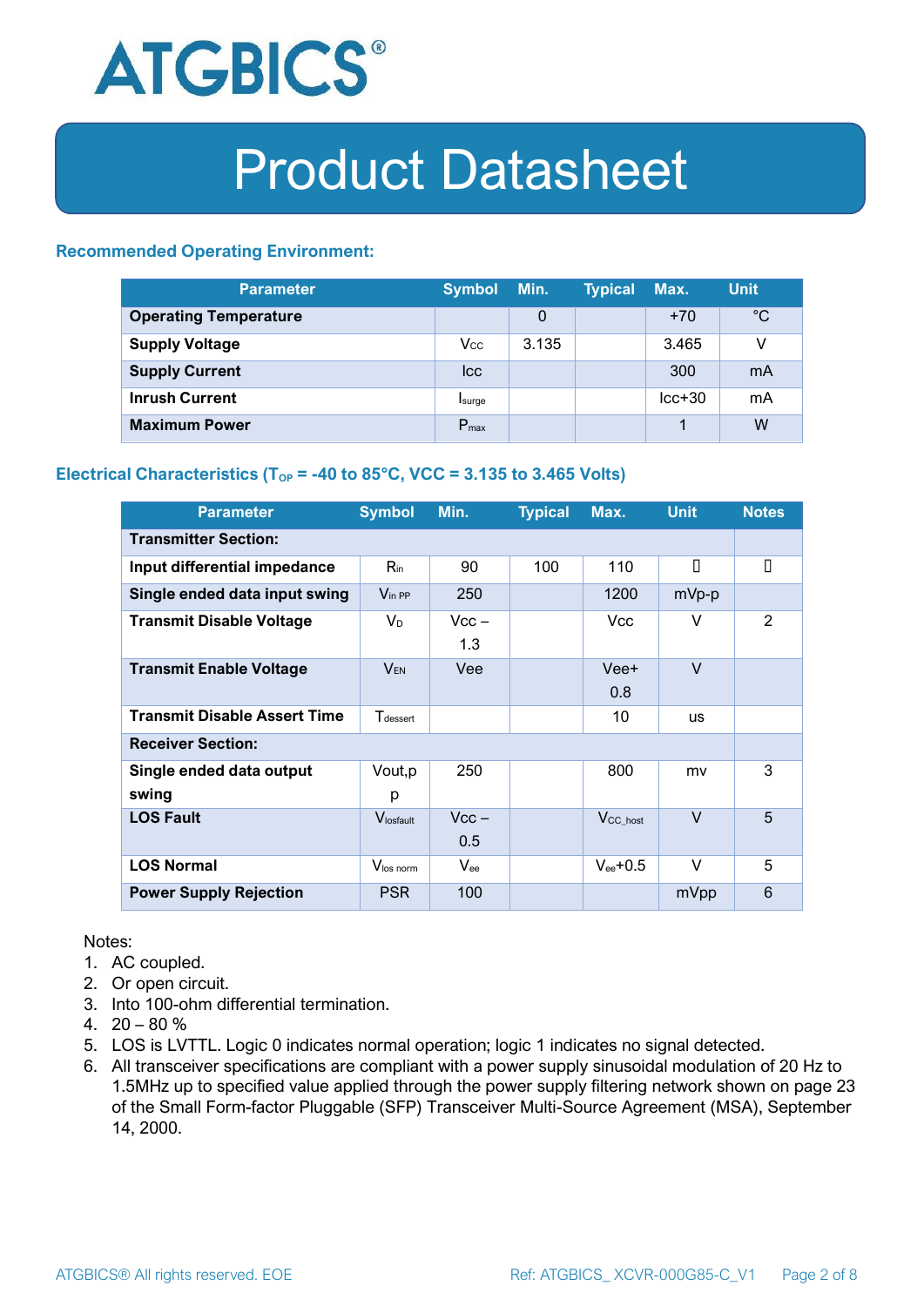# Product Datasheet

### Recommended Operating Environment:

| Parameter | Symbol | Min. | Typical | Max. | Unit |
|---|---|---|---|---|---|
| **Operating Temperature** | | 0 | | +70 | °C |
| **Supply Voltage** | $V_{CC}$ | 3.135 | | 3.465 | V |
| **Supply Current** | Icc | | | 300 | mA |
| **Inrush Current** | $I_{surge}$ | | | Icc+30 | mA |
| **Maximum Power** | $P_{max}$ | | | 1 | W |

### Electrical Characteristics ($T_{OP}$ = -40 to 85°C, VCC = 3.135 to 3.465 Volts)

| Parameter | Symbol | Min. | Typical | Max. | Unit | Notes |
|---|---|---|---|---|---|---|
| **Transmitter Section:** | | | | | | |
| **Input differential impedance** | $R_{in}$ | 90 | 100 | 110 | | |
| **Single ended data input swing** | $V_{in\ PP}$ | 250 | | 1200 | mVp-p | |
| **Transmit Disable Voltage** | $V_D$ | Vcc – 1.3 | | Vcc | V | 2 |
| **Transmit Enable Voltage** | $V_{EN}$ | Vee | | Vee+ 0.8 | V | |
| **Transmit Disable Assert Time** | $T_{dessert}$ | | | 10 | us | |
| **Receiver Section:** | | | | | | |
| **Single ended data output swing** | Vout,p p | 250 | | 800 | mv | 3 |
| **LOS Fault** | $V_{losfault}$ | Vcc – 0.5 | | $V_{CC\_host}$ | V | 5 |
| **LOS Normal** | $V_{los\ norm}$ | $V_{ee}$ | | $V_{ee}$+0.5 | V | 5 |
| **Power Supply Rejection** | PSR | 100 | | | mVpp | 6 |

Notes:

1. AC coupled.
2. Or open circuit.
3. Into 100-ohm differential termination.
4. 20 – 80 %
5. LOS is LVTTL. Logic 0 indicates normal operation; logic 1 indicates no signal detected.
6. All transceiver specifications are compliant with a power supply sinusoidal modulation of 20 Hz to 1.5MHz up to specified value applied through the power supply filtering network shown on page 23 of the Small Form-factor Pluggable (SFP) Transceiver Multi-Source Agreement (MSA), September 14, 2000.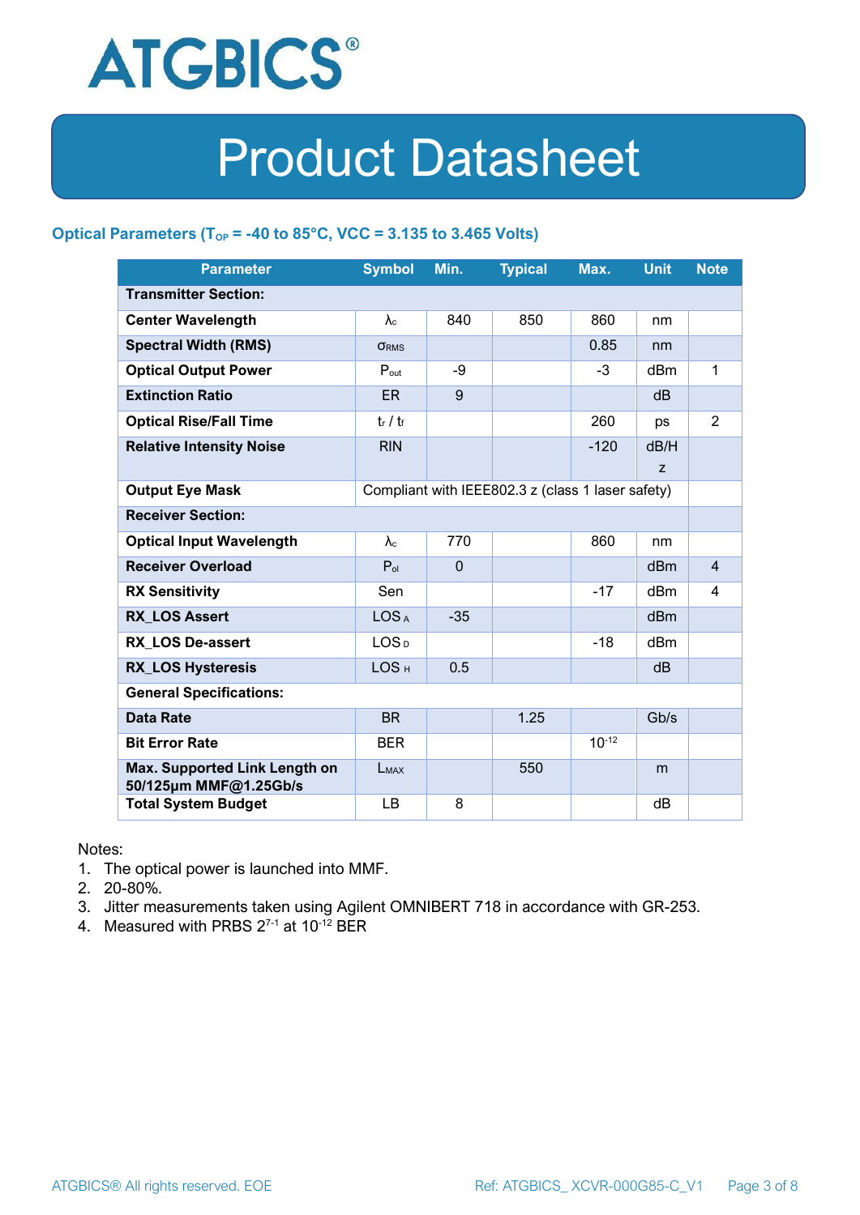# Product Datasheet

### Optical Parameters ($T_{OP}$ = -40 to 85°C, VCC = 3.135 to 3.465 Volts)

| Parameter | Symbol | Min. | Typical | Max. | Unit | Note |
|---|---|---|---|---|---|---|
| **Transmitter Section:** | | | | | | |
| **Center Wavelength** | $\lambda_c$ | 840 | 850 | 860 | nm | |
| **Spectral Width (RMS)** | $\sigma_{RMS}$ | | | 0.85 | nm | |
| **Optical Output Power** | $P_{out}$ | -9 | | -3 | dBm | 1 |
| **Extinction Ratio** | ER | 9 | | | dB | |
| **Optical Rise/Fall Time** | $t_r$ / $t_f$ | | | 260 | ps | 2 |
| **Relative Intensity Noise** | RIN | | | -120 | dB/Hz | |
| **Output Eye Mask** | Compliant with IEEE802.3 z (class 1 laser safety) | | | | | |
| **Receiver Section:** | | | | | | |
| **Optical Input Wavelength** | $\lambda_c$ | 770 | | 860 | nm | |
| **Receiver Overload** | $P_{ol}$ | 0 | | | dBm | 4 |
| **RX Sensitivity** | Sen | | | -17 | dBm | 4 |
| **RX_LOS Assert** | $LOS_A$ | -35 | | | dBm | |
| **RX_LOS De-assert** | $LOS_D$ | | | -18 | dBm | |
| **RX_LOS Hysteresis** | $LOS_H$ | 0.5 | | | dB | |
| **General Specifications:** | | | | | | |
| **Data Rate** | BR | | 1.25 | | Gb/s | |
| **Bit Error Rate** | BER | | | $10^{-12}$ | | |
| **Max. Supported Link Length on 50/125µm MMF@1.25Gb/s** | $L_{MAX}$ | | 550 | | m | |
| **Total System Budget** | LB | 8 | | | dB | |

Notes:
1. The optical power is launched into MMF.
2. 20-80%.
3. Jitter measurements taken using Agilent OMNIBERT 718 in accordance with GR-253.
4. Measured with PRBS $2^{7-1}$ at $10^{-12}$ BER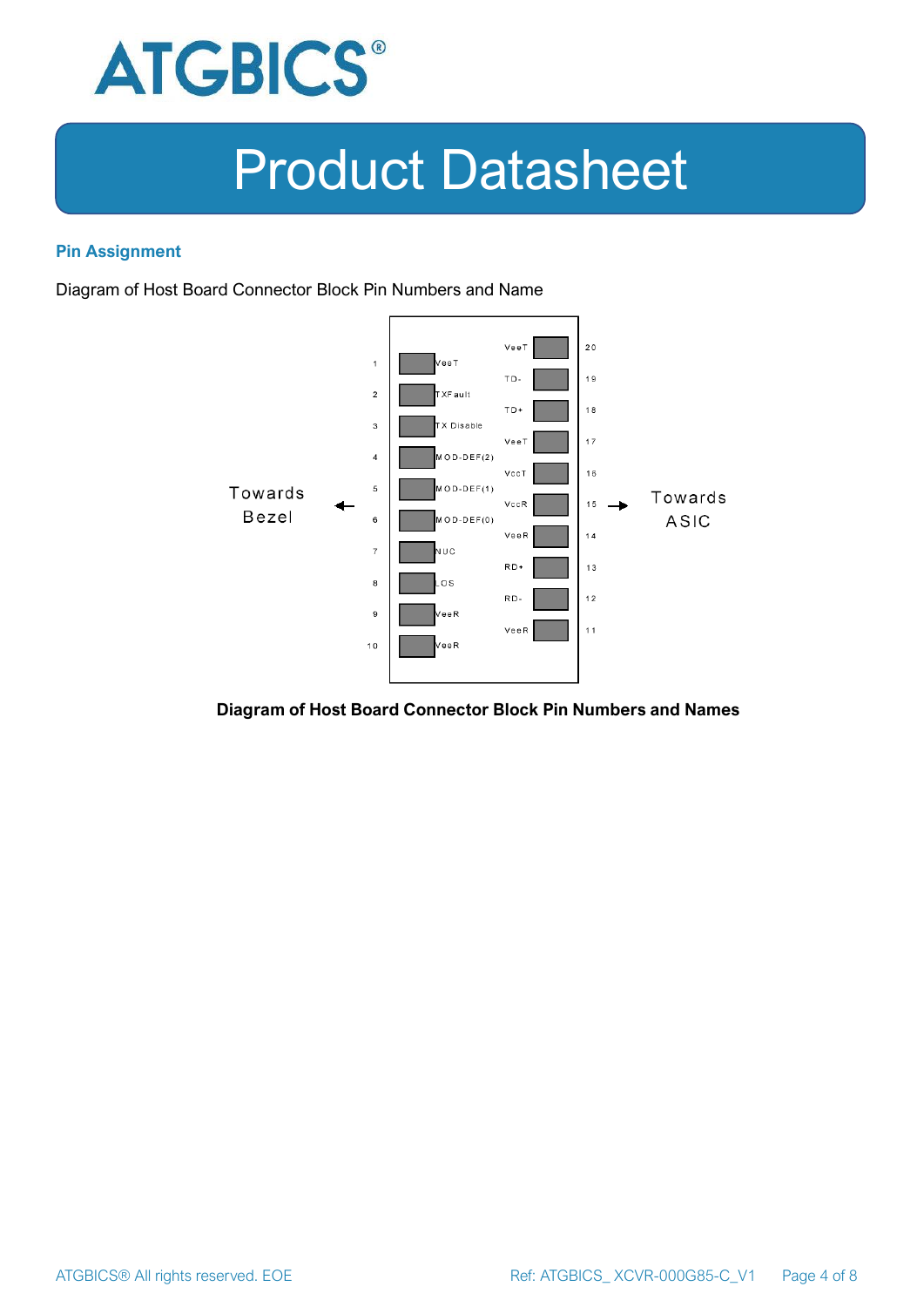## Pin Assignment

Diagram of Host Board Connector Block Pin Numbers and Name

| Pin | Name | | Name | Pin |
|---|---|---|---|---|
| | | | VeeT | 20 |
| 1 | VeeT | | TD- | 19 |
| 2 | TXFault | | TD+ | 18 |
| 3 | TX Disable | | VeeT | 17 |
| 4 | MOD-DEF(2) | | VccT | 16 |
| 5 | MOD-DEF(1) | | VccR | 15 |
| 6 | MOD-DEF(0) | | VeeR | 14 |
| 7 | NUC | | RD+ | 13 |
| 8 | LOS | | RD- | 12 |
| 9 | VeeR | | VeeR | 11 |
| 10 | VeeR | | | |

Towards Bezel ← (pins 1–10) | (pins 11–20) → Towards ASIC

**Diagram of Host Board Connector Block Pin Numbers and Names**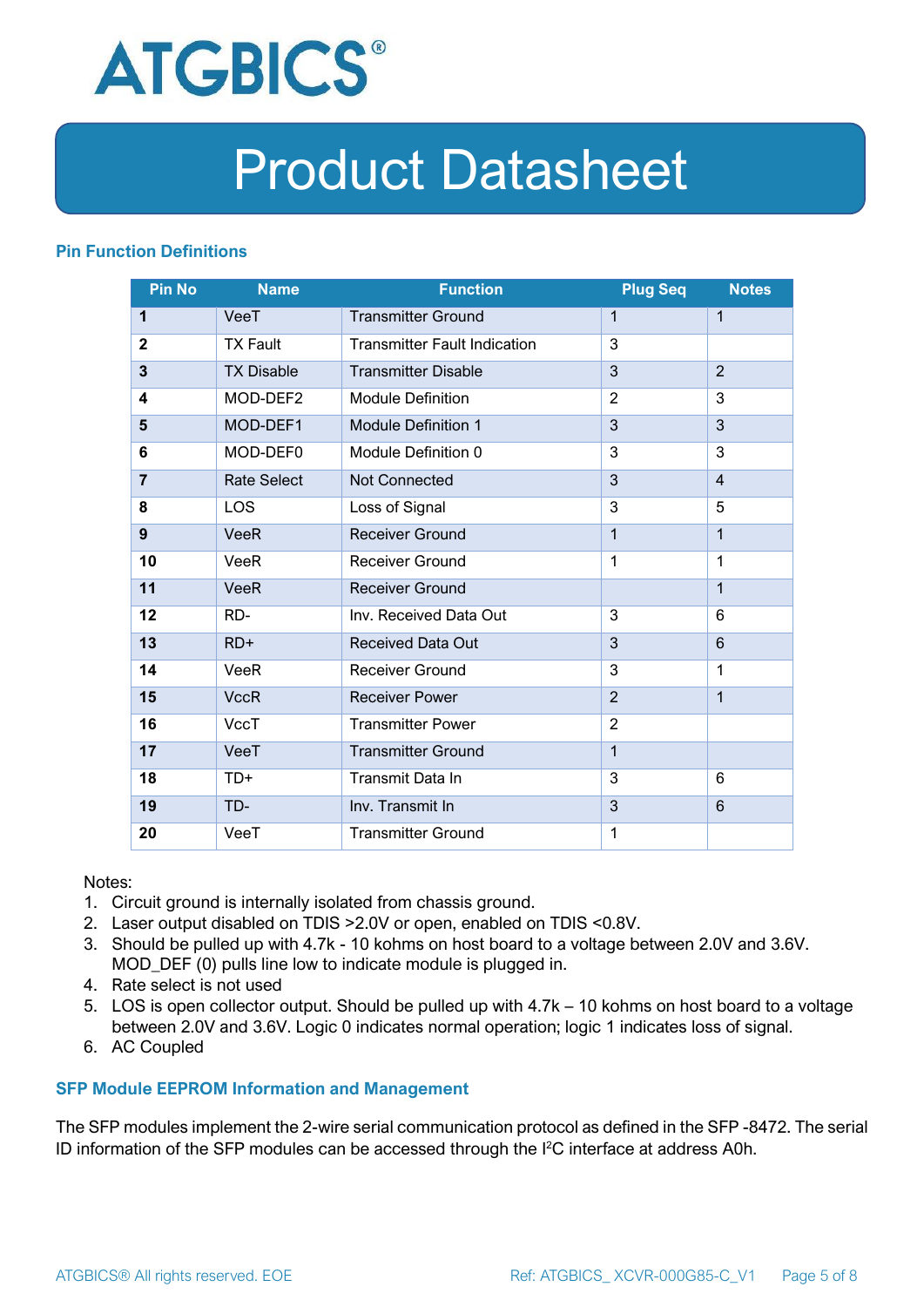### Pin Function Definitions

| Pin No | Name | Function | Plug Seq | Notes |
|---|---|---|---|---|
| **1** | VeeT | Transmitter Ground | 1 | 1 |
| **2** | TX Fault | Transmitter Fault Indication | 3 | |
| **3** | TX Disable | Transmitter Disable | 3 | 2 |
| **4** | MOD-DEF2 | Module Definition | 2 | 3 |
| **5** | MOD-DEF1 | Module Definition 1 | 3 | 3 |
| **6** | MOD-DEF0 | Module Definition 0 | 3 | 3 |
| **7** | Rate Select | Not Connected | 3 | 4 |
| **8** | LOS | Loss of Signal | 3 | 5 |
| **9** | VeeR | Receiver Ground | 1 | 1 |
| **10** | VeeR | Receiver Ground | 1 | 1 |
| **11** | VeeR | Receiver Ground | | 1 |
| **12** | RD- | Inv. Received Data Out | 3 | 6 |
| **13** | RD+ | Received Data Out | 3 | 6 |
| **14** | VeeR | Receiver Ground | 3 | 1 |
| **15** | VccR | Receiver Power | 2 | 1 |
| **16** | VccT | Transmitter Power | 2 | |
| **17** | VeeT | Transmitter Ground | 1 | |
| **18** | TD+ | Transmit Data In | 3 | 6 |
| **19** | TD- | Inv. Transmit In | 3 | 6 |
| **20** | VeeT | Transmitter Ground | 1 | |

Notes:

1. Circuit ground is internally isolated from chassis ground.
2. Laser output disabled on TDIS >2.0V or open, enabled on TDIS <0.8V.
3. Should be pulled up with 4.7k - 10 kohms on host board to a voltage between 2.0V and 3.6V. MOD_DEF (0) pulls line low to indicate module is plugged in.
4. Rate select is not used
5. LOS is open collector output. Should be pulled up with 4.7k – 10 kohms on host board to a voltage between 2.0V and 3.6V. Logic 0 indicates normal operation; logic 1 indicates loss of signal.
6. AC Coupled

### SFP Module EEPROM Information and Management

The SFP modules implement the 2-wire serial communication protocol as defined in the SFP -8472. The serial ID information of the SFP modules can be accessed through the I$^2$C interface at address A0h.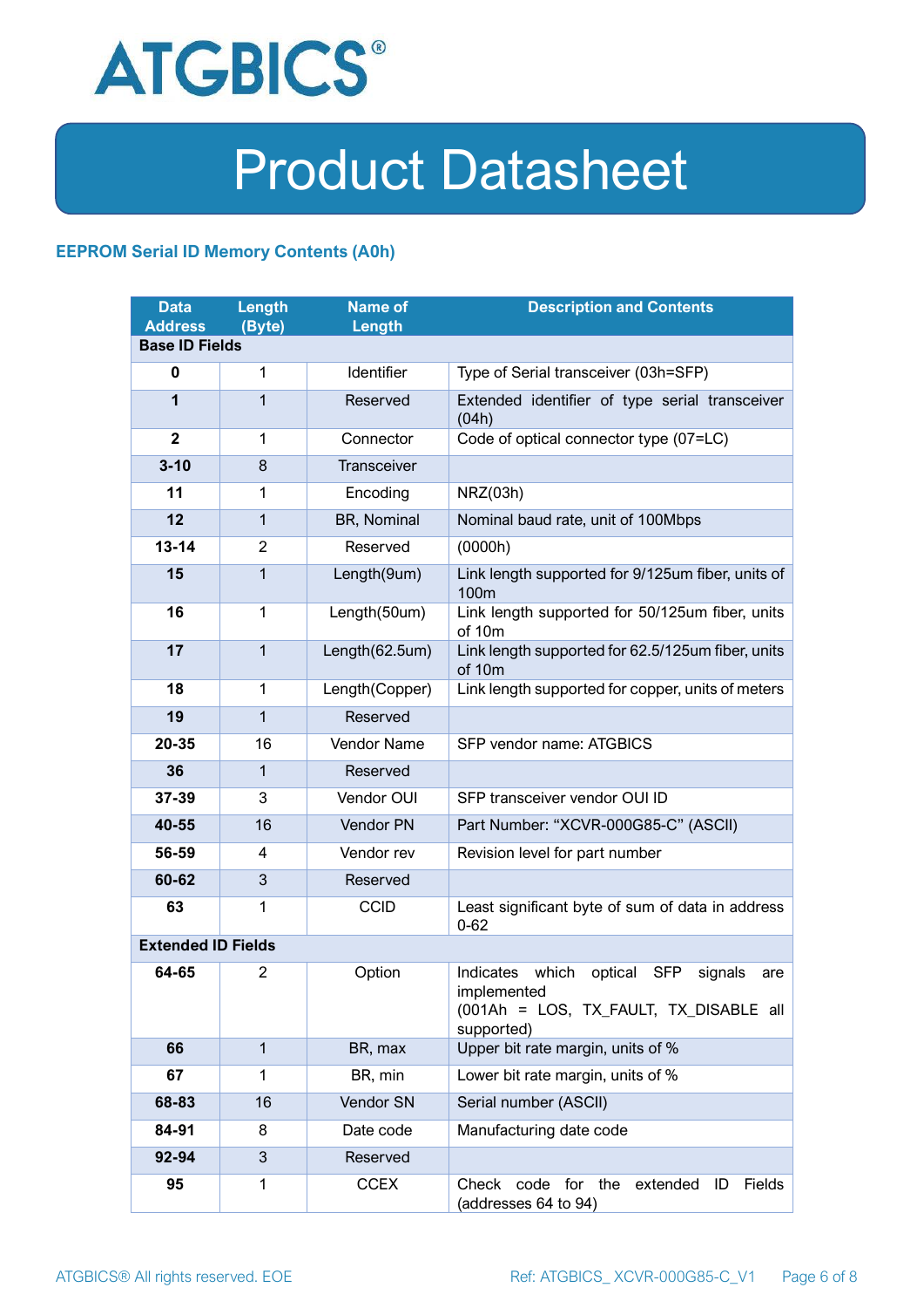## EEPROM Serial ID Memory Contents (A0h)

| Data Address | Length (Byte) | Name of Length | Description and Contents |
|---|---|---|---|
| **Base ID Fields** | | | |
| **0** | 1 | Identifier | Type of Serial transceiver (03h=SFP) |
| **1** | 1 | Reserved | Extended identifier of type serial transceiver (04h) |
| **2** | 1 | Connector | Code of optical connector type (07=LC) |
| **3-10** | 8 | Transceiver | |
| **11** | 1 | Encoding | NRZ(03h) |
| **12** | 1 | BR, Nominal | Nominal baud rate, unit of 100Mbps |
| **13-14** | 2 | Reserved | (0000h) |
| **15** | 1 | Length(9um) | Link length supported for 9/125um fiber, units of 100m |
| **16** | 1 | Length(50um) | Link length supported for 50/125um fiber, units of 10m |
| **17** | 1 | Length(62.5um) | Link length supported for 62.5/125um fiber, units of 10m |
| **18** | 1 | Length(Copper) | Link length supported for copper, units of meters |
| **19** | 1 | Reserved | |
| **20-35** | 16 | Vendor Name | SFP vendor name: ATGBICS |
| **36** | 1 | Reserved | |
| **37-39** | 3 | Vendor OUI | SFP transceiver vendor OUI ID |
| **40-55** | 16 | Vendor PN | Part Number: "XCVR-000G85-C" (ASCII) |
| **56-59** | 4 | Vendor rev | Revision level for part number |
| **60-62** | 3 | Reserved | |
| **63** | 1 | CCID | Least significant byte of sum of data in address 0-62 |
| **Extended ID Fields** | | | |
| **64-65** | 2 | Option | Indicates which optical SFP signals are implemented (001Ah = LOS, TX_FAULT, TX_DISABLE all supported) |
| **66** | 1 | BR, max | Upper bit rate margin, units of % |
| **67** | 1 | BR, min | Lower bit rate margin, units of % |
| **68-83** | 16 | Vendor SN | Serial number (ASCII) |
| **84-91** | 8 | Date code | Manufacturing date code |
| **92-94** | 3 | Reserved | |
| **95** | 1 | CCEX | Check code for the extended ID Fields (addresses 64 to 94) |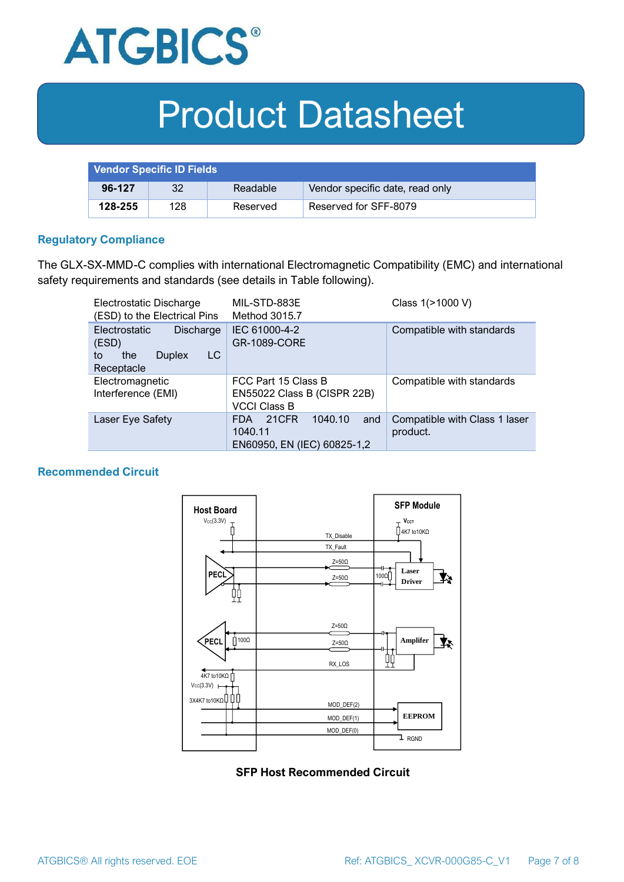| Vendor Specific ID Fields | | | |
|---|---|---|---|
| **96-127** | 32 | Readable | Vendor specific date, read only |
| **128-255** | 128 | Reserved | Reserved for SFF-8079 |

## Regulatory Compliance

The GLX-SX-MMD-C complies with international Electromagnetic Compatibility (EMC) and international safety requirements and standards (see details in Table following).

| Electrostatic Discharge (ESD) to the Electrical Pins | MIL-STD-883E Method 3015.7 | Class 1(>1000 V) |
|---|---|---|
| Electrostatic Discharge (ESD) to the Duplex LC Receptacle | IEC 61000-4-2 GR-1089-CORE | Compatible with standards |
| Electromagnetic Interference (EMI) | FCC Part 15 Class B EN55022 Class B (CISPR 22B) VCCI Class B | Compatible with standards |
| Laser Eye Safety | FDA 21CFR 1040.10 and 1040.11 EN60950, EN (IEC) 60825-1,2 | Compatible with Class 1 laser product. |

## Recommended Circuit

**SFP Host Recommended Circuit**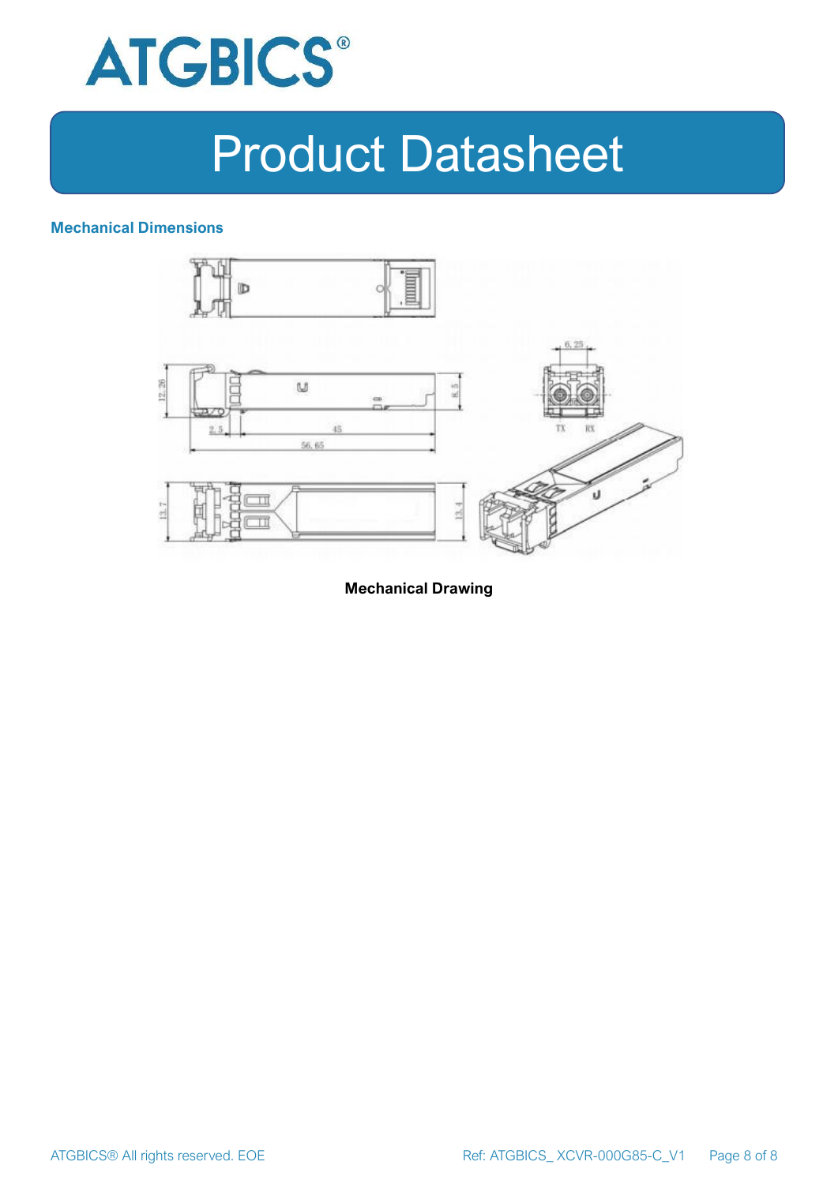## Mechanical Dimensions

6.25

12.26

8.5

2.5

45

56.65

TX RX

13.7

13.4

**Mechanical Drawing**